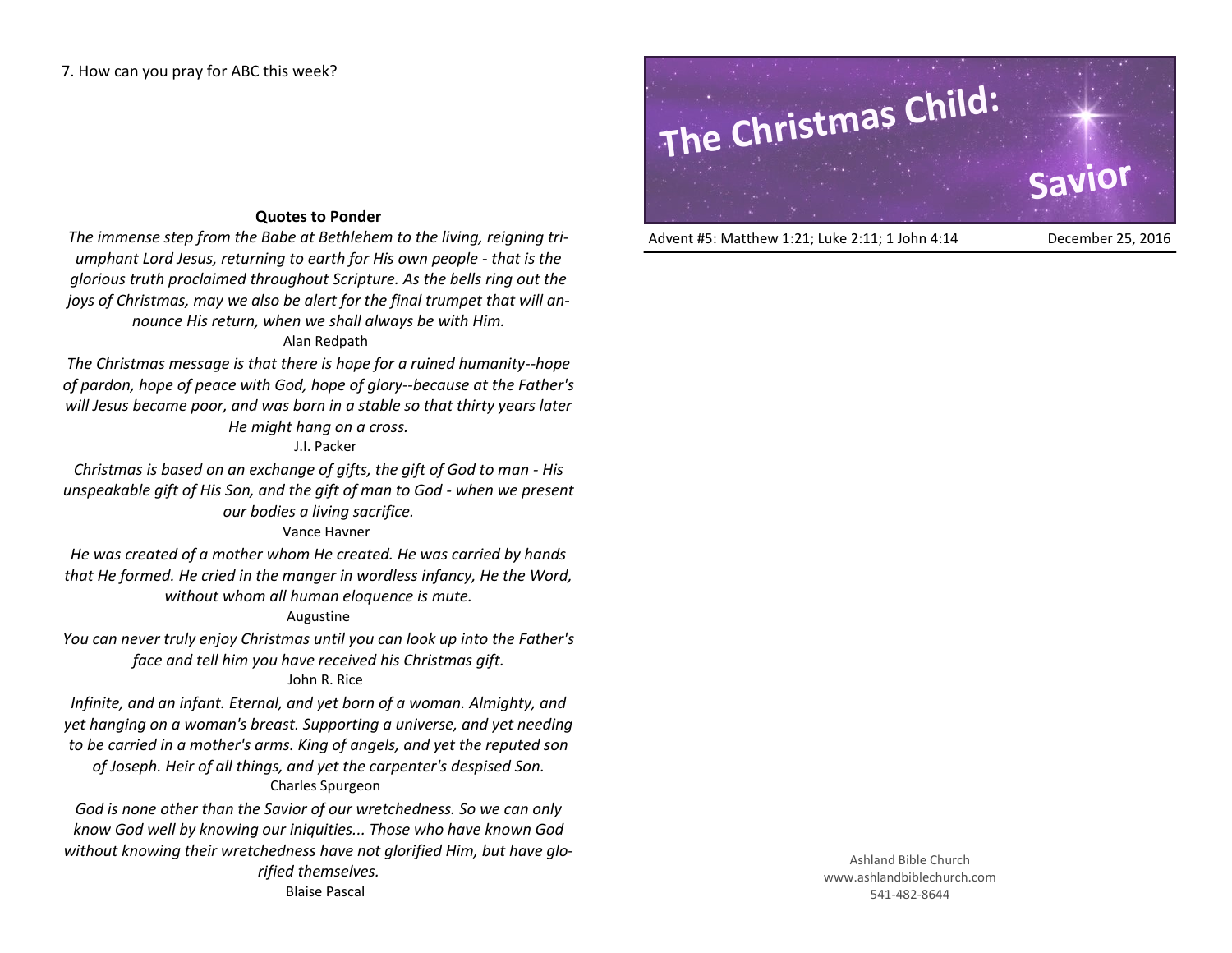7. How can you pray for ABC this week?

**Quotes to Ponder**

*The immense step from the Babe at Bethlehem to the living, reigning triumphant Lord Jesus, returning to earth for His own people - that is the glorious truth proclaimed throughout Scripture. As the bells ring out the joys of Christmas, may we also be alert for the final trumpet that will announce His return, when we shall always be with Him.*

Alan Redpath

*The Christmas message is that there is hope for a ruined humanity--hope of pardon, hope of peace with God, hope of glory--because at the Father's will Jesus became poor, and was born in a stable so that thirty years later He might hang on a cross.*

J.I. Packer

*Christmas is based on an exchange of gifts, the gift of God to man - His unspeakable gift of His Son, and the gift of man to God - when we present our bodies a living sacrifice.*

Vance Havner

*He was created of a mother whom He created. He was carried by hands that He formed. He cried in the manger in wordless infancy, He the Word, without whom all human eloquence is mute.*

Augustine

*You can never truly enjoy Christmas until you can look up into the Father's face and tell him you have received his Christmas gift.*

John R. Rice

*Infinite, and an infant. Eternal, and yet born of a woman. Almighty, and yet hanging on a woman's breast. Supporting a universe, and yet needing to be carried in a mother's arms. King of angels, and yet the reputed son of Joseph. Heir of all things, and yet the carpenter's despised Son.*

Charles Spurgeon

*God is none other than the Savior of our wretchedness. So we can only know God well by knowing our iniquities... Those who have known God without knowing their wretchedness have not glorified Him, but have glorified themselves.*

Blaise Pascal

# The Christmas Child: Savior

Advent #5: Matthew 1:21; Luke 2:11; 1 John 4:14 — December 25, 2016

Ashland Bible Church
www.ashlandbiblechurch.com
541-482-8644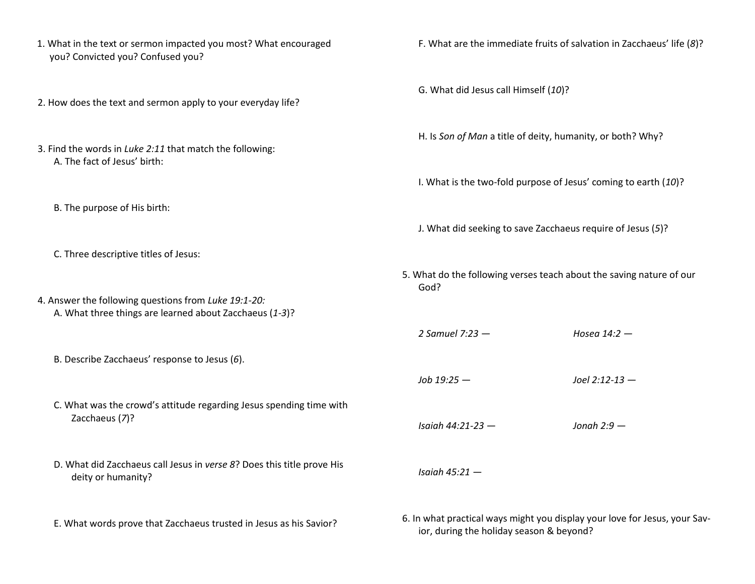1. What in the text or sermon impacted you most? What encouraged you? Convicted you? Confused you?

2. How does the text and sermon apply to your everyday life?

3. Find the words in *Luke 2:11* that match the following:
   A. The fact of Jesus' birth:

   B. The purpose of His birth:

   C. Three descriptive titles of Jesus:

4. Answer the following questions from *Luke 19:1-20:*
   A. What three things are learned about Zacchaeus (*1-3*)?

   B. Describe Zacchaeus' response to Jesus (*6*).

   C. What was the crowd's attitude regarding Jesus spending time with Zacchaeus (*7*)?

   D. What did Zacchaeus call Jesus in *verse 8*? Does this title prove His deity or humanity?

   E. What words prove that Zacchaeus trusted in Jesus as his Savior?

   F. What are the immediate fruits of salvation in Zacchaeus' life (*8*)?

   G. What did Jesus call Himself (*10*)?

   H. Is *Son of Man* a title of deity, humanity, or both? Why?

   I. What is the two-fold purpose of Jesus' coming to earth (*10*)?

   J. What did seeking to save Zacchaeus require of Jesus (*5*)?

5. What do the following verses teach about the saving nature of our God?

   *2 Samuel 7:23* —

   *Job 19:25* —

   *Isaiah 44:21-23* —

   *Isaiah 45:21* —

   *Hosea 14:2* —

   *Joel 2:12-13* —

   *Jonah 2:9* —

6. In what practical ways might you display your love for Jesus, your Savior, during the holiday season & beyond?